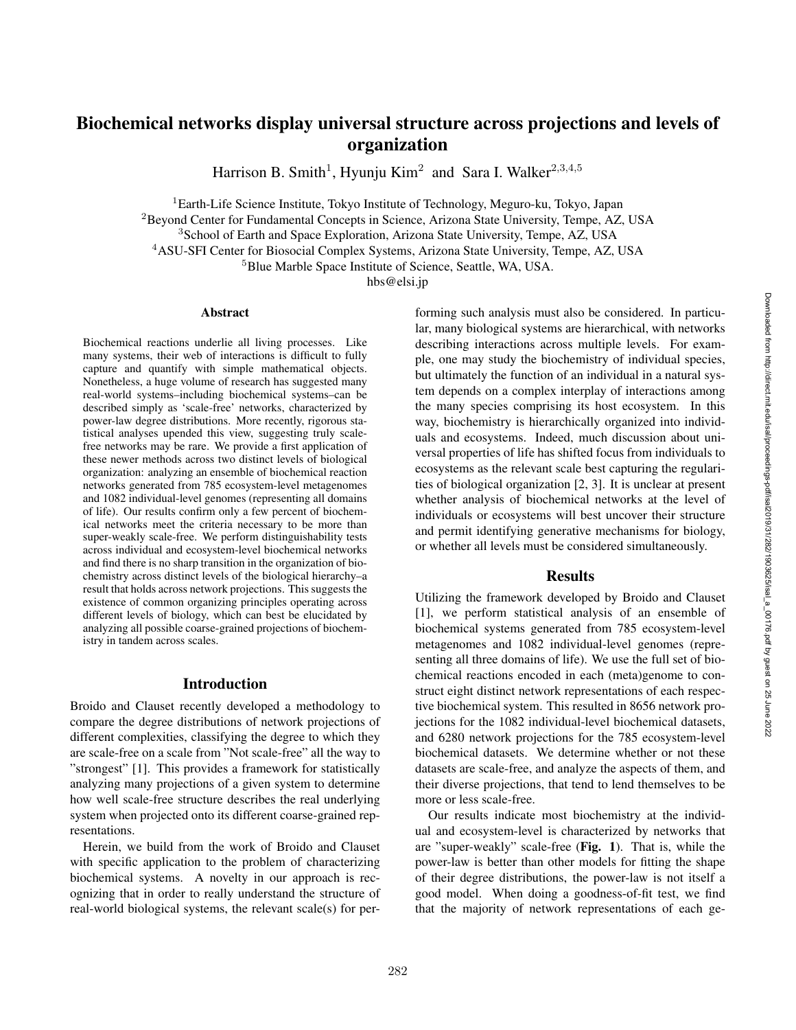# Biochemical networks display universal structure across projections and levels of organization

Harrison B. Smith[1], Hyunju Kim[2] and Sara I. Walker[2,3,4,5]

[1]Earth-Life Science Institute, Tokyo Institute of Technology, Meguro-ku, Tokyo, Japan
[2]Beyond Center for Fundamental Concepts in Science, Arizona State University, Tempe, AZ, USA
[3]School of Earth and Space Exploration, Arizona State University, Tempe, AZ, USA
[4]ASU-SFI Center for Biosocial Complex Systems, Arizona State University, Tempe, AZ, USA
[5]Blue Marble Space Institute of Science, Seattle, WA, USA.
hbs@elsi.jp

## Abstract

Biochemical reactions underlie all living processes. Like many systems, their web of interactions is difficult to fully capture and quantify with simple mathematical objects. Nonetheless, a huge volume of research has suggested many real-world systems–including biochemical systems–can be described simply as 'scale-free' networks, characterized by power-law degree distributions. More recently, rigorous statistical analyses upended this view, suggesting truly scale-free networks may be rare. We provide a first application of these newer methods across two distinct levels of biological organization: analyzing an ensemble of biochemical reaction networks generated from 785 ecosystem-level metagenomes and 1082 individual-level genomes (representing all domains of life). Our results confirm only a few percent of biochemical networks meet the criteria necessary to be more than super-weakly scale-free. We perform distinguishability tests across individual and ecosystem-level biochemical networks and find there is no sharp transition in the organization of biochemistry across distinct levels of the biological hierarchy–a result that holds across network projections. This suggests the existence of common organizing principles operating across different levels of biology, which can best be elucidated by analyzing all possible coarse-grained projections of biochemistry in tandem across scales.

## Introduction

Broido and Clauset recently developed a methodology to compare the degree distributions of network projections of different complexities, classifying the degree to which they are scale-free on a scale from "Not scale-free" all the way to "strongest" [1]. This provides a framework for statistically analyzing many projections of a given system to determine how well scale-free structure describes the real underlying system when projected onto its different coarse-grained representations.

Herein, we build from the work of Broido and Clauset with specific application to the problem of characterizing biochemical systems. A novelty in our approach is recognizing that in order to really understand the structure of real-world biological systems, the relevant scale(s) for performing such analysis must also be considered. In particular, many biological systems are hierarchical, with networks describing interactions across multiple levels. For example, one may study the biochemistry of individual species, but ultimately the function of an individual in a natural system depends on a complex interplay of interactions among the many species comprising its host ecosystem. In this way, biochemistry is hierarchically organized into individuals and ecosystems. Indeed, much discussion about universal properties of life has shifted focus from individuals to ecosystems as the relevant scale best capturing the regularities of biological organization [2, 3]. It is unclear at present whether analysis of biochemical networks at the level of individuals or ecosystems will best uncover their structure and permit identifying generative mechanisms for biology, or whether all levels must be considered simultaneously.

## Results

Utilizing the framework developed by Broido and Clauset [1], we perform statistical analysis of an ensemble of biochemical systems generated from 785 ecosystem-level metagenomes and 1082 individual-level genomes (representing all three domains of life). We use the full set of biochemical reactions encoded in each (meta)genome to construct eight distinct network representations of each respective biochemical system. This resulted in 8656 network projections for the 1082 individual-level biochemical datasets, and 6280 network projections for the 785 ecosystem-level biochemical datasets. We determine whether or not these datasets are scale-free, and analyze the aspects of them, and their diverse projections, that tend to lend themselves to be more or less scale-free.

Our results indicate most biochemistry at the individual and ecosystem-level is characterized by networks that are "super-weakly" scale-free (**Fig. 1**). That is, while the power-law is better than other models for fitting the shape of their degree distributions, the power-law is not itself a good model. When doing a goodness-of-fit test, we find that the majority of network representations of each ge-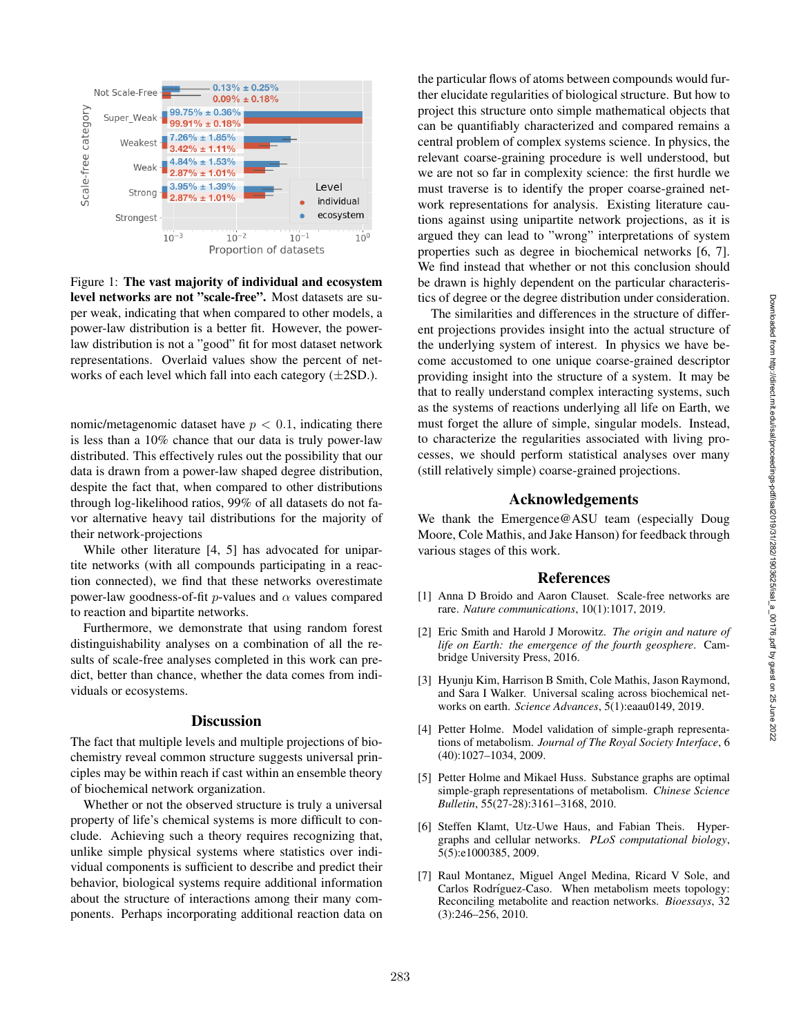Not Scale-Free
Super_Weak
Weakest
Weak
Strong
Strongest

Scale-free category

0.13% ± 0.25%
0.09% ± 0.18%
99.75% ± 0.36%
99.91% ± 0.18%
7.26% ± 1.85%
3.42% ± 1.11%
4.84% ± 1.53%
2.87% ± 1.01%
3.95% ± 1.39%
2.87% ± 1.01%

Level
individual
ecosystem

$10^{-3}$ $10^{-2}$ $10^{-1}$ $10^{0}$

Proportion of datasets

Figure 1: **The vast majority of individual and ecosystem level networks are not "scale-free".** Most datasets are super weak, indicating that when compared to other models, a power-law distribution is a better fit. However, the power-law distribution is not a "good" fit for most dataset network representations. Overlaid values show the percent of networks of each level which fall into each category ($\pm$2SD.).

nomic/metagenomic dataset have $p < 0.1$, indicating there is less than a 10% chance that our data is truly power-law distributed. This effectively rules out the possibility that our data is drawn from a power-law shaped degree distribution, despite the fact that, when compared to other distributions through log-likelihood ratios, 99% of all datasets do not favor alternative heavy tail distributions for the majority of their network-projections

While other literature [4, 5] has advocated for unipartite networks (with all compounds participating in a reaction connected), we find that these networks overestimate power-law goodness-of-fit $p$-values and $\alpha$ values compared to reaction and bipartite networks.

Furthermore, we demonstrate that using random forest distinguishability analyses on a combination of all the results of scale-free analyses completed in this work can predict, better than chance, whether the data comes from individuals or ecosystems.

## Discussion

The fact that multiple levels and multiple projections of biochemistry reveal common structure suggests universal principles may be within reach if cast within an ensemble theory of biochemical network organization.

Whether or not the observed structure is truly a universal property of life's chemical systems is more difficult to conclude. Achieving such a theory requires recognizing that, unlike simple physical systems where statistics over individual components is sufficient to describe and predict their behavior, biological systems require additional information about the structure of interactions among their many components. Perhaps incorporating additional reaction data on the particular flows of atoms between compounds would further elucidate regularities of biological structure. But how to project this structure onto simple mathematical objects that can be quantifiably characterized and compared remains a central problem of complex systems science. In physics, the relevant coarse-graining procedure is well understood, but we are not so far in complexity science: the first hurdle we must traverse is to identify the proper coarse-grained network representations for analysis. Existing literature cautions against using unipartite network projections, as it is argued they can lead to "wrong" interpretations of system properties such as degree in biochemical networks [6, 7]. We find instead that whether or not this conclusion should be drawn is highly dependent on the particular characteristics of degree or the degree distribution under consideration.

The similarities and differences in the structure of different projections provides insight into the actual structure of the underlying system of interest. In physics we have become accustomed to one unique coarse-grained descriptor providing insight into the structure of a system. It may be that to really understand complex interacting systems, such as the systems of reactions underlying all life on Earth, we must forget the allure of simple, singular models. Instead, to characterize the regularities associated with living processes, we should perform statistical analyses over many (still relatively simple) coarse-grained projections.

## Acknowledgements

We thank the Emergence@ASU team (especially Doug Moore, Cole Mathis, and Jake Hanson) for feedback through various stages of this work.

## References

[1] Anna D Broido and Aaron Clauset. Scale-free networks are rare. *Nature communications*, 10(1):1017, 2019.

[2] Eric Smith and Harold J Morowitz. *The origin and nature of life on Earth: the emergence of the fourth geosphere*. Cambridge University Press, 2016.

[3] Hyunju Kim, Harrison B Smith, Cole Mathis, Jason Raymond, and Sara I Walker. Universal scaling across biochemical networks on earth. *Science Advances*, 5(1):eaau0149, 2019.

[4] Petter Holme. Model validation of simple-graph representations of metabolism. *Journal of The Royal Society Interface*, 6 (40):1027–1034, 2009.

[5] Petter Holme and Mikael Huss. Substance graphs are optimal simple-graph representations of metabolism. *Chinese Science Bulletin*, 55(27-28):3161–3168, 2010.

[6] Steffen Klamt, Utz-Uwe Haus, and Fabian Theis. Hypergraphs and cellular networks. *PLoS computational biology*, 5(5):e1000385, 2009.

[7] Raul Montanez, Miguel Angel Medina, Ricard V Sole, and Carlos Rodríguez-Caso. When metabolism meets topology: Reconciling metabolite and reaction networks. *Bioessays*, 32 (3):246–256, 2010.